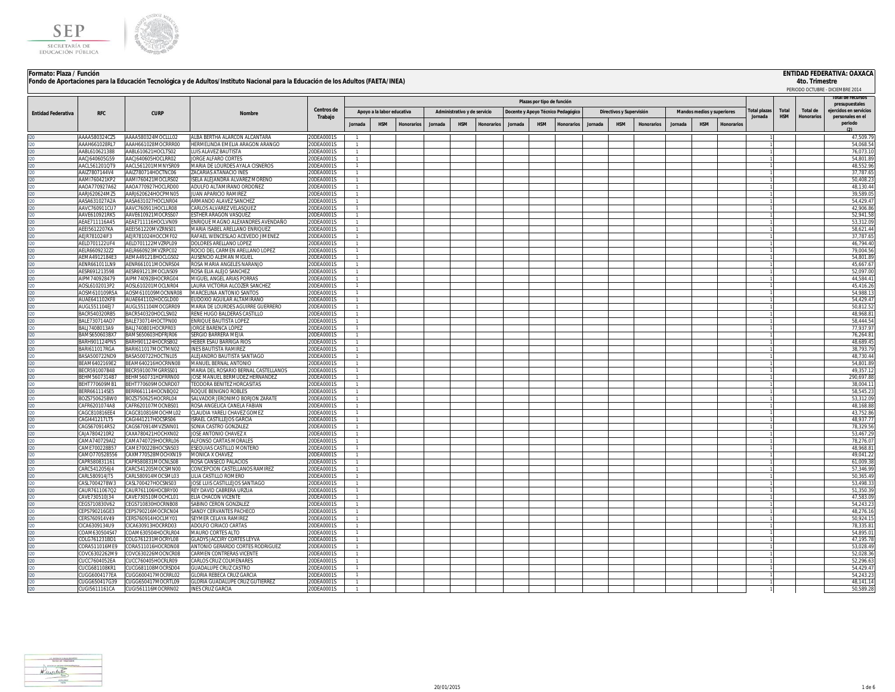**Formato: Plaza / Función**

**ENTIDAD FEDERATIVA: OAXACA**

**Fondo de Aportaciones para la Educación Tecnológica y de Adultos/Instituto Nacional para la Educación de los Adultos (FAETA/INEA)**

**4to. Trimestre**

PERIODO OCTUBRE - DICIEMBRE 2014

| Entidad Federativa | RFC | CURP | Nombre | Centros de Trabajo | Plazas por tipo de función | | | | | | | | | | | | | | | Total plazas Jornada | Total HSM | Total de Honorarios | Total de recursos presupuestales ejercidos en servicios personales en el periodo (2) |
|---|---|---|---|---|---|---|---|---|---|---|---|---|---|---|---|---|---|---|---|---|---|---|---|
| | | | | | Apoyo a la labor educativa | | | Administrativo y de servicio | | | Docente y Apoyo Técnico Pedagógico | | | Directivos y Supervisión | | | Mandos medios y superiores | | | | | | |
| | | | | | Jornada | HSM | Honorarios | Jornada | HSM | Honorarios | Jornada | HSM | Honorarios | Jornada | HSM | Honorarios | Jornada | HSM | Honorarios | | | | |
| I20 | AAAA580324CZ5 | AAAA580324MOCLLL02 | ALBA BERTHA ALARCON ALCANTARA | 20DEA0001S | 1 | | | | | | | | | | | | | | | 1 | | | 47,509.79 |
| I20 | AAAH661028RL7 | AAAH661028MOCRRR00 | HERMELINDA EMELIA ARAGON ARANGO | 20DEA0001S | 1 | | | | | | | | | | | | | | | 1 | | | 54,068.54 |
| I20 | AABL610621388 | AABL610621HOCLTS02 | LUIS ALAVEZ BAUTISTA | 20DEA0001S | 1 | | | | | | | | | | | | | | | 1 | | | 76,073.10 |
| I20 | AACJ640605G59 | AACJ640605HOCLRR02 | JORGE ALFARO CORTES | 20DEA0001S | 1 | | | | | | | | | | | | | | | 1 | | | 54,801.89 |
| I20 | AACL561201QT9 | AACL561201MMNYSR09 | MARIA DE LOURDES AYALA CISNEROS | 20DEA0001S | 1 | | | | | | | | | | | | | | | 1 | | | 48,552.96 |
| I20 | AAIZ7807144V4 | AAIZ780714HOCTNC06 | ZACARIAS ATANACIO INES | 20DEA0001S | 1 | | | | | | | | | | | | | | | 1 | | | 37,787.65 |
| I20 | AAMI760421KP2 | AAMI760421MOCLRS02 | ISELA ALEJANDRA ALVAREZ MORENO | 20DEA0001S | 1 | | | | | | | | | | | | | | | 1 | | | 50,408.23 |
| I20 | AAOA770927A62 | AAOA770927HOCLRD00 | ADULFO ALTAMIRANO ORDOÑEZ | 20DEA0001S | 1 | | | | | | | | | | | | | | | 1 | | | 48,130.44 |
| I20 | AARJ620624MZ5 | AARJ620624HOCPMN05 | JUAN APARICIO RAMIREZ | 20DEA0001S | 1 | | | | | | | | | | | | | | | 1 | | | 39,589.05 |
| I20 | AASA631027A2A | AASA631027HOCLNR04 | ARMANDO ALAVEZ SANCHEZ | 20DEA0001S | 1 | | | | | | | | | | | | | | | 1 | | | 54,429.47 |
| I20 | AAVC760911CU7 | AAVC760911HOCLLR08 | CARLOS ALVAREZ VELASQUEZ | 20DEA0001S | 1 | | | | | | | | | | | | | | | 1 | | | 42,906.86 |
| I20 | AAVE610921RK5 | AAVE610921MOCRSS07 | ESTHER ARAGON VASQUEZ | 20DEA0001S | 1 | | | | | | | | | | | | | | | 1 | | | 52,941.58 |
| I20 | AEAE711116A45 | AEAE711116HOCLVN09 | ENRIQUE MAGNO ALEXANDRES AVENDAÑO | 20DEA0001S | 1 | | | | | | | | | | | | | | | 1 | | | 53,312.09 |
| I20 | AEEI5612207KA | AEEI561220MVZRNS01 | MARIA ISABEL ARELLANO ENRIQUEZ | 20DEA0001S | 1 | | | | | | | | | | | | | | | 1 | | | 58,621.44 |
| I20 | AEJR781024IF3 | AEJR781024HOCCMF02 | RAFAEL WENCESLAO ACEVEDO JIMENEZ | 20DEA0001S | 1 | | | | | | | | | | | | | | | 1 | | | 37,787.65 |
| I20 | AELD701122UF4 | AELD701122MVZRPL09 | DOLORES ARELLANO LOPEZ | 20DEA0001S | 1 | | | | | | | | | | | | | | | 1 | | | 46,794.40 |
| I20 | AELR6609232Z2 | AELR660923MVZRPC02 | ROCIO DEL CARMEN ARELLANO LOPEZ | 20DEA0001S | 1 | | | | | | | | | | | | | | | 1 | | | 79,004.56 |
| I20 | AEMA4912184E3 | AEMA491218HOCLGS02 | AUSENCIO ALEMAN MIGUEL | 20DEA0001S | 1 | | | | | | | | | | | | | | | 1 | | | 54,801.89 |
| I20 | AENR661011LN9 | AENR661011MOCNRS04 | ROSA MARIA ANGELES NARANJO | 20DEA0001S | 1 | | | | | | | | | | | | | | | 1 | | | 45,667.67 |
| I20 | AESR691213598 | AESR691213MOCLNS09 | ROSA ELIA ALEJO SANCHEZ | 20DEA0001S | 1 | | | | | | | | | | | | | | | 1 | | | 52,097.00 |
| I20 | AIPM740928479 | AIPM740928HOCRRG04 | MIGUEL ANGEL ARIAS PORRAS | 20DEA0001S | 1 | | | | | | | | | | | | | | | 1 | | | 44,584.41 |
| I20 | AOSL6102013P2 | AOSL610201MOCLNR04 | LAURA VICTORIA ALCOZER SANCHEZ | 20DEA0001S | 1 | | | | | | | | | | | | | | | 1 | | | 45,416.26 |
| I20 | AOSM610109R5A | AOSM610109MOCNNR08 | MARCELINA ANTONIO SANTOS | 20DEA0001S | 1 | | | | | | | | | | | | | | | 1 | | | 54,988.13 |
| I20 | AUAE641102KF8 | AUAE641102HOCGLD00 | EUDOXIO AGUILAR ALTAMIRANO | 20DEA0001S | 1 | | | | | | | | | | | | | | | 1 | | | 54,429.47 |
| I20 | AUGL551104EJ7 | AUGL551104MOCGRR09 | MARIA DE LOURDES AGUIRRE GUERRERO | 20DEA0001S | 1 | | | | | | | | | | | | | | | 1 | | | 50,812.52 |
| I20 | BACR540320RB5 | BACR540320HOCLSN02 | RENE HUGO BALDERAS CASTILLO | 20DEA0001S | 1 | | | | | | | | | | | | | | | 1 | | | 48,968.81 |
| I20 | BALE730714AD7 | BALE730714HOCTPN00 | ENRIQUE BAUTISTA LOPEZ | 20DEA0001S | 1 | | | | | | | | | | | | | | | 1 | | | 58,444.54 |
| I20 | BALJ7408013A9 | BALJ740801HOCRPR03 | JORGE BARENCA LOPEZ | 20DEA0001S | 1 | | | | | | | | | | | | | | | 1 | | | 77,937.97 |
| I20 | BAMS650603BX7 | BAMS650603HDFRJR06 | SERGIO BARRERA MEJIA | 20DEA0001S | 1 | | | | | | | | | | | | | | | 1 | | | 76,264.81 |
| I20 | BARH901124PN5 | BARH901124HOCRSB02 | HEBER ESAU BARRIGA RIOS | 20DEA0001S | 1 | | | | | | | | | | | | | | | 1 | | | 48,689.45 |
| I20 | BARI611017RGA | BARI611017MOCTMN02 | INES BAUTISTA RAMIREZ | 20DEA0001S | 1 | | | | | | | | | | | | | | | 1 | | | 38,793.79 |
| I20 | BASA500722ND9 | BASA500722HOCTNL05 | ALEJANDRO BAUTISTA SANTIAGO | 20DEA0001S | 1 | | | | | | | | | | | | | | | 1 | | | 48,730.44 |
| I20 | BEAM6402169E2 | BEAM640216HOCRNN08 | MANUEL BERNAL ANTONIO | 20DEA0001S | 1 | | | | | | | | | | | | | | | 1 | | | 54,801.89 |
| I20 | BECR591007B48 | BECR591007MGRRSS01 | MARIA DEL ROSARIO BERNAL CASTELLANOS | 20DEA0001S | 1 | | | | | | | | | | | | | | | 1 | | | 49,357.12 |
| I20 | BEHM5607314B7 | BEHM560731HDFRRN00 | JOSE MANUEL BERMUDEZ HERNANDEZ | 20DEA0001S | 1 | | | | | | | | | | | | | | | 1 | | | 290,697.88 |
| I20 | BEHT770609MB1 | BEHT770609MOCNRD07 | TEODORA BENITEZ HORCASITAS | 20DEA0001S | 1 | | | | | | | | | | | | | | | 1 | | | 38,004.11 |
| I20 | BERR661114SE5 | BERR661114HOCNBQ02 | ROQUE BENIGNO ROBLES | 20DEA0001S | 1 | | | | | | | | | | | | | | | 1 | | | 58,545.23 |
| I20 | BOZS750625BW0 | BOZS750625HOCRRL04 | SALVADOR JERONIMO BORJON ZARATE | 20DEA0001S | 1 | | | | | | | | | | | | | | | 1 | | | 53,312.09 |
| I20 | CAFR6201074A8 | CAFR620107MOCNBS01 | ROSA ANGELICA CANELA FABIAN | 20DEA0001S | 1 | | | | | | | | | | | | | | | 1 | | | 48,168.88 |
| I20 | CAGC810816EE4 | CAGC810816MOCHML02 | CLAUDIA YARELI CHAVEZ GOMEZ | 20DEA0001S | 1 | | | | | | | | | | | | | | | 1 | | | 43,752.86 |
| I20 | CAGI441217LT5 | CAGI441217HOCSRS06 | ISRAEL CASTILLEJOS GARCIA | 20DEA0001S | 1 | | | | | | | | | | | | | | | 1 | | | 48,937.77 |
| I20 | CAGS670914R52 | CAGS670914MVZSNN01 | SONIA CASTRO GONZALEZ | 20DEA0001S | 1 | | | | | | | | | | | | | | | 1 | | | 78,329.56 |
| I20 | CAJA7804210R2 | CAXA780421HOCHXN02 | JOSE ANTONIO CHAVEZ X | 20DEA0001S | 1 | | | | | | | | | | | | | | | 1 | | | 53,467.29 |
| I20 | CAMA740729AI2 | CAMA740729HOCRRL06 | ALFONSO CARTAS MORALES | 20DEA0001S | 1 | | | | | | | | | | | | | | | 1 | | | 78,276.07 |
| I20 | CAME700228B57 | CAME700228HOCSNS03 | ESEQUIAS CASTILLO MONTERO | 20DEA0001S | 1 | | | | | | | | | | | | | | | 1 | | | 48,968.81 |
| I20 | CAMO770528556 | CAXM770528MOCHXN19 | MONICA X CHAVEZ | 20DEA0001S | 1 | | | | | | | | | | | | | | | 1 | | | 49,041.22 |
| I20 | CAPR580831161 | CAPR580831MOCNLS08 | ROSA CANSECO PALACIOS | 20DEA0001S | 1 | | | | | | | | | | | | | | | 1 | | | 61,009.38 |
| I20 | CARC541205 6J4 | CARC541205MOCSMN00 | CONCEPCION CASTELLANOS RAMIREZ | 20DEA0001S | 1 | | | | | | | | | | | | | | | 1 | | | 57,346.99 |
| I20 | CARL580914JT5 | CARL580914MOCSMLO3 | LILIA CASTILLO ROMERO | 20DEA0001S | 1 | | | | | | | | | | | | | | | 1 | | | 50,365.49 |
| I20 | CASL7004278W3 | CASL700427HOCSNS03 | JOSE LUIS CASTILLEJOS SANTIAGO | 20DEA0001S | 1 | | | | | | | | | | | | | | | 1 | | | 53,498.33 |
| I20 | CAUR7611067Q2 | CAUR761106HOCBRY00 | REY DAVID CABRERA URZUA | 20DEA0001S | 1 | | | | | | | | | | | | | | | 1 | | | 51,350.39 |
| I20 | CAVE730510J34 | CAVE730510MOCHCL01 | ELIA CHACON VICENTE | 20DEA0001S | 1 | | | | | | | | | | | | | | | 1 | | | 47,583.09 |
| I20 | CEGS710830V62 | CEGS710830HOCRNB08 | SABINO CERON GONZALEZ | 20DEA0001S | 1 | | | | | | | | | | | | | | | 1 | | | 54,243.23 |
| I20 | CEPS790216GE3 | CEPS790216MOCRCN04 | SANDY CERVANTES PACHECO | 20DEA0001S | 1 | | | | | | | | | | | | | | | 1 | | | 48,276.16 |
| I20 | CERS760914V49 | CERS760914HOCLMY01 | SEYMER CELAYA RAMIREZ | 20DEA0001S | 1 | | | | | | | | | | | | | | | 1 | | | 50,924.15 |
| I20 | CICA6309134U9 | CICA630913HOCRRD03 | ADOLFO CIRIACO CARTAS | 20DEA0001S | 1 | | | | | | | | | | | | | | | 1 | | | 78,335.81 |
| I20 | COAM630504S47 | COAM630504HOCRLR04 | MAURO CORTES ALTO | 20DEA0001S | 1 | | | | | | | | | | | | | | | 1 | | | 54,895.01 |
| I20 | COLG761231BD1 | COLG761231MOCRYL08 | GLADYS JACCIRY CORTES LEYVA | 20DEA0001S | 1 | | | | | | | | | | | | | | | 1 | | | 47,195.78 |
| I20 | CORA511016ME9 | CORA511016HOCRDN08 | ANTONIO GERARDO CORTES RODRIGUEZ | 20DEA0001S | 1 | | | | | | | | | | | | | | | 1 | | | 53,028.49 |
| I20 | COVC6302262M9 | COVC630226MOCNCR08 | CARMEN CONTRERAS VICENTE | 20DEA0001S | 1 | | | | | | | | | | | | | | | 1 | | | 52,028.36 |
| I20 | CUCC7604052EA | CUCC760405HOCLRR09 | CARLOS CRUZ COLMENARES | 20DEA0001S | 1 | | | | | | | | | | | | | | | 1 | | | 52,296.63 |
| I20 | CUCG681108KR1 | CUCG681108MOCRSD04 | GUADALUPE CRUZ CASTRO | 20DEA0001S | 1 | | | | | | | | | | | | | | | 1 | | | 54,429.47 |
| I20 | CUGG6004177EA | CUGG600417MOCRRL02 | GLORIA REBECA CRUZ GARCIA | 20DEA0001S | 1 | | | | | | | | | | | | | | | 1 | | | 54,243.23 |
| I20 | CUGG650417G39 | CUGG650417MOCRTL09 | GLORIA GUADALUPE CRUZ GUTIERREZ | 20DEA0001S | 1 | | | | | | | | | | | | | | | 1 | | | 48,141.14 |
| I20 | CUGI5611161CA | CUGI561116MOCRRN02 | INES CRUZ GARCIA | 20DEA0001S | 1 | | | | | | | | | | | | | | | 1 | | | 50,589.28 |

20/01/2015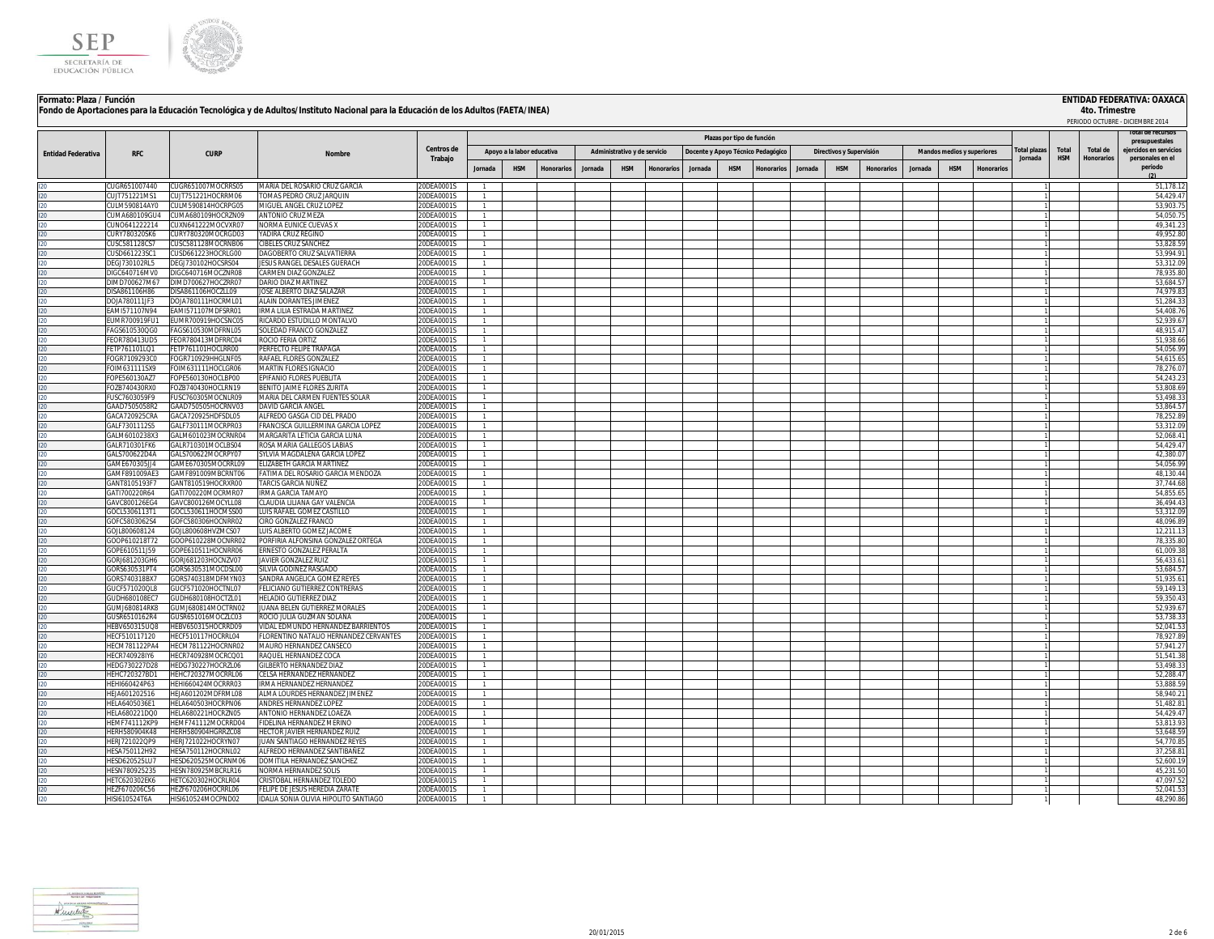**Formato: Plaza / Función**

**Fondo de Aportaciones para la Educación Tecnológica y de Adultos/Instituto Nacional para la Educación de los Adultos (FAETA/INEA)**

**ENTIDAD FEDERATIVA: OAXACA**

**4to. Trimestre**

PERIODO OCTUBRE - DICIEMBRE 2014

| Entidad Federativa | RFC | CURP | Nombre | Centros de Trabajo | Plazas por tipo de función | | | | | | | | | | | | | | | Total plazas Jornada | Total HSM | Total de Honorarios | Total de recursos presupuestales ejercidos en servicios personales en el periodo (2) |
|---|---|---|---|---|---|---|---|---|---|---|---|---|---|---|---|---|---|---|---|---|---|---|---|
| | | | | | Apoyo a la labor educativa | | | Administrativo y de servicio | | | Docente y Apoyo Técnico Pedagógico | | | Directivos y Supervisión | | | Mandos medios y superiores | | | | | | |
| | | | | | Jornada | HSM | Honorarios | Jornada | HSM | Honorarios | Jornada | HSM | Honorarios | Jornada | HSM | Honorarios | Jornada | HSM | Honorarios | | | | |
| I20 | CUGR651007440 | CUGR651007MOCRRS05 | MARIA DEL ROSARIO CRUZ GARCIA | 20DEA0001S | 1 | | | | | | | | | | | | | | | 1 | | | 51,178.12 |
| I20 | CUJT751221MS1 | CUJT751221HOCRRM06 | TOMAS PEDRO CRUZ JARQUIN | 20DEA0001S | 1 | | | | | | | | | | | | | | | 1 | | | 54,429.47 |
| I20 | CULM590814AY0 | CULM590814HOCRPG05 | MIGUEL ANGEL CRUZ LOPEZ | 20DEA0001S | 1 | | | | | | | | | | | | | | | 1 | | | 53,903.75 |
| I20 | CUMA680109GU4 | CUMA680109HOCRZN09 | ANTONIO CRUZ MEZA | 20DEA0001S | 1 | | | | | | | | | | | | | | | 1 | | | 54,050.75 |
| I20 | CUNO641222214 | CUXN641222MOCVXR07 | NORMA EUNICE CUEVAS X | 20DEA0001S | 1 | | | | | | | | | | | | | | | 1 | | | 49,341.23 |
| I20 | CURY780320SK6 | CURY780320MOCRGD03 | YADIRA CRUZ REGINO | 20DEA0001S | 1 | | | | | | | | | | | | | | | 1 | | | 49,952.80 |
| I20 | CUSC581128CS7 | CUSC581128MOCRNB06 | CIBELES CRUZ SANCHEZ | 20DEA0001S | 1 | | | | | | | | | | | | | | | 1 | | | 53,828.59 |
| I20 | CUSD661223SC1 | CUSD661223HOCRLG00 | DAGOBERTO CRUZ SALVATIERRA | 20DEA0001S | 1 | | | | | | | | | | | | | | | 1 | | | 53,994.91 |
| I20 | DEGJ730102RL5 | DEGJ730102HOCSRS04 | JESUS RANGEL DESALES GUERACH | 20DEA0001S | 1 | | | | | | | | | | | | | | | 1 | | | 53,312.09 |
| I20 | DIGC640716MV0 | DIGC640716MOCZNR08 | CARMEN DIAZ GONZALEZ | 20DEA0001S | 1 | | | | | | | | | | | | | | | 1 | | | 78,935.80 |
| I20 | DIMD700627M67 | DIMD700627HOCZRR07 | DARIO DIAZ MARTINEZ | 20DEA0001S | 1 | | | | | | | | | | | | | | | 1 | | | 53,684.57 |
| I20 | DISA861106H86 | DISA861106HOCZLL09 | JOSE ALBERTO DIAZ SALAZAR | 20DEA0001S | 1 | | | | | | | | | | | | | | | 1 | | | 74,979.83 |
| I20 | DOJA780111JF3 | DOJA780111HOCRML01 | ALAIN DORANTES JIMENEZ | 20DEA0001S | 1 | | | | | | | | | | | | | | | 1 | | | 51,284.33 |
| I20 | EAMI571107N94 | EAMI571107MDFSRR01 | IRMA LILIA ESTRADA MARTINEZ | 20DEA0001S | 1 | | | | | | | | | | | | | | | 1 | | | 54,408.76 |
| I20 | EUMR700919FU1 | EUMR700919HOCSNC05 | RICARDO ESTUDILLO MONTALVO | 20DEA0001S | 1 | | | | | | | | | | | | | | | 1 | | | 52,939.67 |
| I20 | FAGS610530QG0 | FAGS610530MDFRNL05 | SOLEDAD FRANCO GONZALEZ | 20DEA0001S | 1 | | | | | | | | | | | | | | | 1 | | | 48,915.47 |
| I20 | FEOR780413UD5 | FEOR780413MDFRRC04 | ROCIO FERIA ORTIZ | 20DEA0001S | 1 | | | | | | | | | | | | | | | 1 | | | 51,938.66 |
| I20 | FETP761101LQ1 | FETP761101HOCLRR00 | PERFECTO FELIPE TRAPAGA | 20DEA0001S | 1 | | | | | | | | | | | | | | | 1 | | | 54,056.99 |
| I20 | FOGR7109293C0 | FOGR710929HHGLNF05 | RAFAEL FLORES GONZALEZ | 20DEA0001S | 1 | | | | | | | | | | | | | | | 1 | | | 54,615.65 |
| I20 | FOIM631111SX9 | FOIM631111HOCLGR06 | MARTIN FLORES IGNACIO | 20DEA0001S | 1 | | | | | | | | | | | | | | | 1 | | | 78,276.07 |
| I20 | FOPE560130AZ7 | FOPE560130HOCLBP00 | EPIFANIO FLORES PUEBLITA | 20DEA0001S | 1 | | | | | | | | | | | | | | | 1 | | | 54,243.23 |
| I20 | FOZB740430RX0 | FOZB740430HOCLRN19 | BENITO JAIME FLORES ZURITA | 20DEA0001S | 1 | | | | | | | | | | | | | | | 1 | | | 53,808.69 |
| I20 | FUSC7603059F9 | FUSC760305MOCNLR09 | MARIA DEL CARMEN FUENTES SOLAR | 20DEA0001S | 1 | | | | | | | | | | | | | | | 1 | | | 53,498.33 |
| I20 | GAAD7505058R2 | GAAD750505HOCRNV03 | DAVID GARCIA ANGEL | 20DEA0001S | 1 | | | | | | | | | | | | | | | 1 | | | 53,864.57 |
| I20 | GACA720925CRA | GACA720925HDFSDL05 | ALFREDO GASGA CID DEL PRADO | 20DEA0001S | 1 | | | | | | | | | | | | | | | 1 | | | 78,252.89 |
| I20 | GALF7301112S5 | GALF730111MOCRPR03 | FRANCISCA GUILLERMINA GARCIA LOPEZ | 20DEA0001S | 1 | | | | | | | | | | | | | | | 1 | | | 53,312.09 |
| I20 | GALM6010238X3 | GALM601023MOCRNR04 | MARGARITA LETICIA GARCIA LUNA | 20DEA0001S | 1 | | | | | | | | | | | | | | | 1 | | | 52,068.41 |
| I20 | GALR710301FK6 | GALR710301MOCLBS04 | ROSA MARIA GALLEGOS LABIAS | 20DEA0001S | 1 | | | | | | | | | | | | | | | 1 | | | 54,429.47 |
| I20 | GALS700622D4A | GALS700622MOCRPY07 | SYLVIA MAGDALENA GARCIA LOPEZ | 20DEA0001S | 1 | | | | | | | | | | | | | | | 1 | | | 42,380.07 |
| I20 | GAME670305JJ4 | GAME670305MOCRRL09 | ELIZABETH GARCIA MARTINEZ | 20DEA0001S | 1 | | | | | | | | | | | | | | | 1 | | | 54,056.99 |
| I20 | GAMF891009AE3 | GAMF891009MOCRNT06 | FATIMA DEL ROSARIO GARCIA MENDOZA | 20DEA0001S | 1 | | | | | | | | | | | | | | | 1 | | | 48,130.44 |
| I20 | GANT8105193F7 | GANT810519HOCRXR00 | TARCIS GARCIA NUÑEZ | 20DEA0001S | 1 | | | | | | | | | | | | | | | 1 | | | 37,744.68 |
| I20 | GATI700220R64 | GATI700220MOCRMR07 | IRMA GARCIA TAMAYO | 20DEA0001S | 1 | | | | | | | | | | | | | | | 1 | | | 54,855.65 |
| I20 | GAVC800126EG4 | GAVC800126MOCYLL08 | CLAUDIA LILIANA GAY VALENCIA | 20DEA0001S | 1 | | | | | | | | | | | | | | | 1 | | | 36,494.43 |
| I20 | GOCL5306113T1 | GOCL530611HOCMSS00 | LUIS RAFAEL GOMEZ CASTILLO | 20DEA0001S | 1 | | | | | | | | | | | | | | | 1 | | | 53,312.09 |
| I20 | GOFC5803062S4 | GOFC580306HOCNRR02 | CIRO GONZALEZ FRANCO | 20DEA0001S | 1 | | | | | | | | | | | | | | | 1 | | | 48,096.89 |
| I20 | GOJL800608124 | GOJL800608HVZMCS07 | LUIS ALBERTO GOMEZ JACOME | 20DEA0001S | 1 | | | | | | | | | | | | | | | 1 | | | 12,211.13 |
| I20 | GOOP610218T72 | GOOP610228MOCNRR02 | PORFIRIA ALFONSINA GONZALEZ ORTEGA | 20DEA0001S | 1 | | | | | | | | | | | | | | | 1 | | | 78,335.80 |
| I20 | GOPE610511J59 | GOPE610511HOCNRR06 | ERNESTO GONZALEZ PERALTA | 20DEA0001S | 1 | | | | | | | | | | | | | | | 1 | | | 61,009.38 |
| I20 | GORJ681203GH6 | GORJ681203HOCNZV07 | JAVIER GONZALEZ RUIZ | 20DEA0001S | 1 | | | | | | | | | | | | | | | 1 | | | 56,433.61 |
| I20 | GORS630531PT4 | GORS630531MOCDSL00 | SILVIA GODINEZ RASGADO | 20DEA0001S | 1 | | | | | | | | | | | | | | | 1 | | | 53,684.57 |
| I20 | GORS7403188X7 | GORS740318MDFMYN03 | SANDRA ANGELICA GOMEZ REYES | 20DEA0001S | 1 | | | | | | | | | | | | | | | 1 | | | 51,935.61 |
| I20 | GUCF571020QL8 | GUCF571020HOCTNL07 | FELICIANO GUTIERREZ CONTRERAS | 20DEA0001S | 1 | | | | | | | | | | | | | | | 1 | | | 59,149.13 |
| I20 | GUDH680108EC7 | GUDH680108HOCTZL01 | HELADIO GUTIERREZ DIAZ | 20DEA0001S | 1 | | | | | | | | | | | | | | | 1 | | | 59,350.43 |
| I20 | GUMJ680814RK8 | GUMJ680814MOCTRN02 | JUANA BELEN GUTIERREZ MORALES | 20DEA0001S | 1 | | | | | | | | | | | | | | | 1 | | | 52,939.67 |
| I20 | GUSR6510162R4 | GUSR651016MOCZLC03 | ROCIO JULIA GUZMAN SOLANA | 20DEA0001S | 1 | | | | | | | | | | | | | | | 1 | | | 53,738.33 |
| I20 | HEBV650315UQ8 | HEBV650315HOCRRD09 | VIDAL EDMUNDO HERNANDEZ BARRIENTOS | 20DEA0001S | 1 | | | | | | | | | | | | | | | 1 | | | 52,041.53 |
| I20 | HECF510117120 | HECF510117HOCRRL04 | FLORENTINO NATALIO HERNANDEZ CERVANTES | 20DEA0001S | 1 | | | | | | | | | | | | | | | 1 | | | 78,927.89 |
| I20 | HECM781122PA4 | HECM781122HOCRNR02 | MAURO HERNANDEZ CANSECO | 20DEA0001S | 1 | | | | | | | | | | | | | | | 1 | | | 57,941.27 |
| I20 | HECR740928IY6 | HECR740928MOCRCQ01 | RAQUEL HERNANDEZ COCA | 20DEA0001S | 1 | | | | | | | | | | | | | | | 1 | | | 51,541.38 |
| I20 | HEDG730227D28 | HEDG730227HOCRZL06 | GILBERTO HERNANDEZ DIAZ | 20DEA0001S | 1 | | | | | | | | | | | | | | | 1 | | | 53,498.33 |
| I20 | HEHC720327BD1 | HEHC720327MOCRRL06 | CELSA HERNANDEZ HERNANDEZ | 20DEA0001S | 1 | | | | | | | | | | | | | | | 1 | | | 52,288.47 |
| I20 | HEHI660424P63 | HEHI660424MOCRRR03 | IRMA HERNANDEZ HERNANDEZ | 20DEA0001S | 1 | | | | | | | | | | | | | | | 1 | | | 53,888.59 |
| I20 | HEJA601202516 | HEJA601202MDFRML08 | ALMA LOURDES HERNANDEZ JIMENEZ | 20DEA0001S | 1 | | | | | | | | | | | | | | | 1 | | | 58,940.21 |
| I20 | HELA6405036E1 | HELA640503HOCRPN06 | ANDRES HERNANDEZ LOPEZ | 20DEA0001S | 1 | | | | | | | | | | | | | | | 1 | | | 51,482.81 |
| I20 | HELA680221DQ0 | HELA680221HOCRZN05 | ANTONIO HERNANDEZ LOAEZA | 20DEA0001S | 1 | | | | | | | | | | | | | | | 1 | | | 54,429.47 |
| I20 | HEMF741112KP9 | HEMF741112MOCRRD04 | FIDELINA HERNANDEZ MERINO | 20DEA0001S | 1 | | | | | | | | | | | | | | | 1 | | | 53,813.93 |
| I20 | HERH580904K48 | HERH580904HGRRZC08 | HECTOR JAVIER HERNANDEZ RUIZ | 20DEA0001S | 1 | | | | | | | | | | | | | | | 1 | | | 53,648.59 |
| I20 | HERJ721022QP9 | HERJ721022HOCRYN07 | JUAN SANTIAGO HERNANDEZ REYES | 20DEA0001S | 1 | | | | | | | | | | | | | | | 1 | | | 54,770.85 |
| I20 | HESA750112H92 | HESA750112HOCRNL02 | ALFREDO HERNANDEZ SANTIBAÑEZ | 20DEA0001S | 1 | | | | | | | | | | | | | | | 1 | | | 37,258.81 |
| I20 | HESD620525LU7 | HESD620525MOCRNM06 | DOMITILA HERNANDEZ SANCHEZ | 20DEA0001S | 1 | | | | | | | | | | | | | | | 1 | | | 52,600.19 |
| I20 | HESN780925235 | HESN780925MBCRLR16 | NORMA HERNANDEZ SOLIS | 20DEA0001S | 1 | | | | | | | | | | | | | | | 1 | | | 45,231.50 |
| I20 | HETC620302EK6 | HETC620302HOCRLR04 | CRISTOBAL HERNANDEZ TOLEDO | 20DEA0001S | 1 | | | | | | | | | | | | | | | 1 | | | 47,097.52 |
| I20 | HEZF670206C56 | HEZF670206HOCRRL06 | FELIPE DE JESUS HEREDIA ZARATE | 20DEA0001S | 1 | | | | | | | | | | | | | | | 1 | | | 52,041.53 |
| I20 | HISI610524T6A | HISI610524MOCPND02 | IDALIA SONIA OLIVIA HIPOLITO SANTIAGO | 20DEA0001S | 1 | | | | | | | | | | | | | | | 1 | | | 48,290.86 |

20/01/2015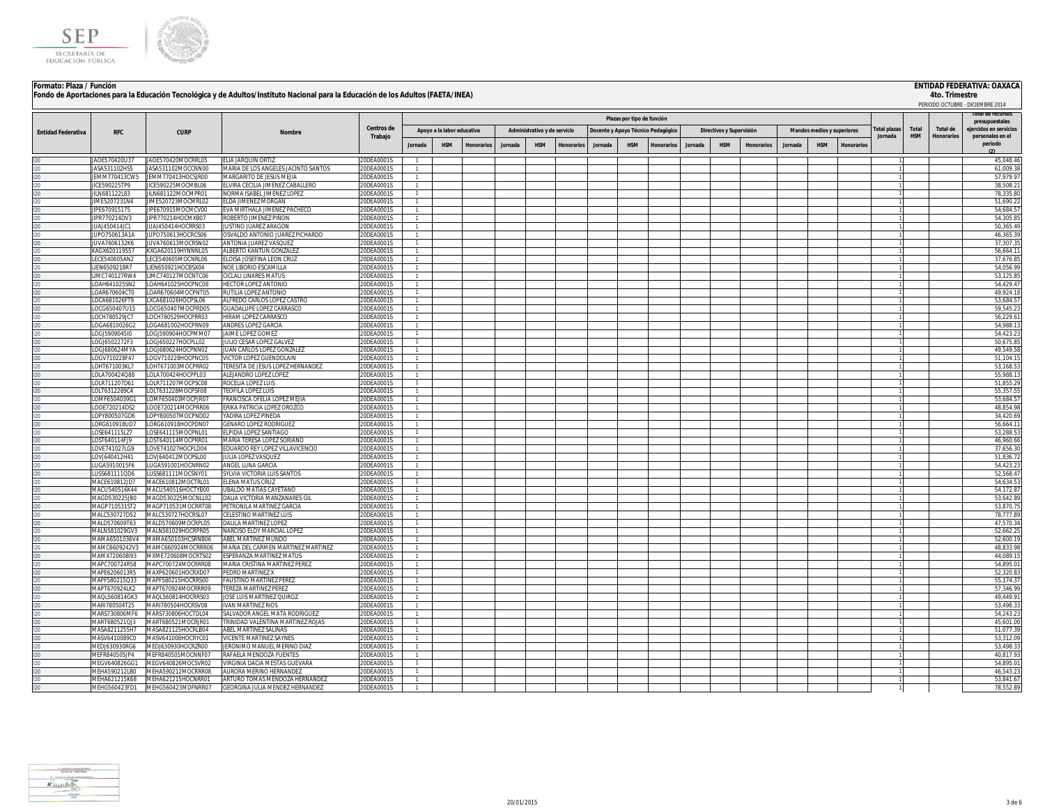**Formato: Plaza / Función**

**Fondo de Aportaciones para la Educación Tecnológica y de Adultos/Instituto Nacional para la Educación de los Adultos (FAETA/INEA)**

**ENTIDAD FEDERATIVA: OAXACA**

**4to. Trimestre**

PERIODO OCTUBRE - DICIEMBRE 2014

| Entidad Federativa | RFC | CURP | Nombre | Centros de Trabajo | Plazas por tipo de función | | | | | | | | | | | | | | | Total plazas Jornada | Total HSM | Total de Honorarios | Total de recursos presupuestales ejercidos en servicios personales en el periodo (2) |
|---|---|---|---|---|---|---|---|---|---|---|---|---|---|---|---|---|---|---|---|---|---|---|---|
| | | | | | Apoyo a la labor educativa | | | Administrativo y de servicio | | | Docente y Apoyo Técnico Pedagógico | | | Directivos y Supervisión | | | Mandos medios y superiores | | | | | | |
| | | | | | Jornada | HSM | Honorarios | Jornada | HSM | Honorarios | Jornada | HSM | Honorarios | Jornada | HSM | Honorarios | Jornada | HSM | Honorarios | | | | |
| I20 | JAOE570420U37 | JAOE570420MOCRRL05 | ELIA JARQUIN ORTIZ | 20DEA0001S | 1 | | | | | | | | | | | | | | | 1 | | | 45,048.46 |
| I20 | JASA531102HS5 | JASA531102MOCCNN00 | MARIA DE LOS ANGELES JACINTO SANTOS | 20DEA0001S | 1 | | | | | | | | | | | | | | | 1 | | | 61,009.38 |
| I20 | JEMM770413CW5 | JEMM770413HOCSJR00 | MARGARITO DE JESUS MEJIA | 20DEA0001S | 1 | | | | | | | | | | | | | | | 1 | | | 57,979.97 |
| I20 | JICE590225TP9 | JICE590225MOCMBL06 | ELVIRA CECILIA JIMENEZ CABALLERO | 20DEA0001S | 1 | | | | | | | | | | | | | | | 1 | | | 38,508.21 |
| I20 | JILN681122L83 | JILN681122MOCMPR01 | NORMA ISABEL JIMENEZ LOPEZ | 20DEA0001S | 1 | | | | | | | | | | | | | | | 1 | | | 78,335.80 |
| I20 | JIME5207231N4 | JIME520723MOCMRL02 | ELDA JIMENEZ MORGAN | 20DEA0001S | 1 | | | | | | | | | | | | | | | 1 | | | 51,690.22 |
| I20 | JIPE670915175 | JIPE670915MOCMCV00 | EVA MIRTHALA JIMENEZ PACHECO | 20DEA0001S | 1 | | | | | | | | | | | | | | | 1 | | | 54,684.57 |
| I20 | JIPR770214DV3 | JIPR770214HOCMXB07 | ROBERTO JIMENEZ PIÑON | 20DEA0001S | 1 | | | | | | | | | | | | | | | 1 | | | 54,305.85 |
| I20 | JUAJ450414JC1 | JUAJ450414HOCRRS03 | JUSTINO JUAREZ ARAGON | 20DEA0001S | 1 | | | | | | | | | | | | | | | 1 | | | 50,365.49 |
| I20 | JUPO750613A1A | JUPO750613HOCRCS06 | OSVALDO ANTONIO JUAREZ PICHARDO | 20DEA0001S | 1 | | | | | | | | | | | | | | | 1 | | | 46,365.39 |
| I20 | JUVA7606132K6 | JUVA760613MOCRSN02 | ANTONIA JUAREZ VASQUEZ | 20DEA0001S | 1 | | | | | | | | | | | | | | | 1 | | | 37,307.35 |
| I20 | KAGX620119557 | KXGA620119HYNNNL05 | ALBERTO KANTUN GONZALEZ | 20DEA0001S | 1 | | | | | | | | | | | | | | | 1 | | | 56,664.11 |
| I20 | LECE540605AN2 | LECE540605MOCNRL06 | ELOISA JOSEFINA LEON CRUZ | 20DEA0001S | 1 | | | | | | | | | | | | | | | 1 | | | 37,676.85 |
| I20 | LIEN6509218R7 | LIEN650921HOCBSX04 | NOE LIBORIO ESCAMILLA | 20DEA0001S | 1 | | | | | | | | | | | | | | | 1 | | | 54,056.99 |
| I20 | LIMC740127RW4 | LIMC740127MOCNTC06 | CICLALI LINARES MATUS | 20DEA0001S | 1 | | | | | | | | | | | | | | | 1 | | | 53,125.85 |
| I20 | LOAH641025SN2 | LOAH641025HOCPNC08 | HECTOR LOPEZ ANTONIO | 20DEA0001S | 1 | | | | | | | | | | | | | | | 1 | | | 54,429.47 |
| I20 | LOAR670604CT0 | LOAR670604MOCPNT05 | RUTILIA LOPEZ ANTONIO | 20DEA0001S | 1 | | | | | | | | | | | | | | | 1 | | | 49,924.18 |
| I20 | LOCA681026FT9 | LXCA681026HOCPSL06 | ALFREDO CARLOS LOPEZ CASTRO | 20DEA0001S | 1 | | | | | | | | | | | | | | | 1 | | | 53,684.57 |
| I20 | LOCG650407U15 | LOCG650407MOCPRD05 | GUADALUPE LOPEZ CARRASCO | 20DEA0001S | 1 | | | | | | | | | | | | | | | 1 | | | 59,545.23 |
| I20 | LOCH780529JC7 | LOCH780529HOCPRR03 | HIRAM LOPEZ CARRASCO | 20DEA0001S | 1 | | | | | | | | | | | | | | | 1 | | | 56,229.61 |
| I20 | LOGA6810026G2 | LOGA681002HOCPRN09 | ANDRES LOPEZ GARCIA | 20DEA0001S | 1 | | | | | | | | | | | | | | | 1 | | | 54,988.13 |
| I20 | LOGJ590904SI0 | LOGJ590904HOCPMM07 | JAIME LOPEZ GOMEZ | 20DEA0001S | 1 | | | | | | | | | | | | | | | 1 | | | 54,423.23 |
| I20 | LOGJ6502272F3 | LOGJ650227HOCPLL02 | JULIO CESAR LOPEZ GALVEZ | 20DEA0001S | 1 | | | | | | | | | | | | | | | 1 | | | 50,675.85 |
| I20 | LOGJ680624MYA | LOGJ680624HOCPNN02 | JUAN CARLOS LOPEZ GONZALEZ | 20DEA0001S | 1 | | | | | | | | | | | | | | | 1 | | | 49,549.58 |
| I20 | LOGV710228F47 | LOGV710228HOCPNC05 | VICTOR LOPEZ GUENDOLAIN | 20DEA0001S | 1 | | | | | | | | | | | | | | | 1 | | | 51,104.15 |
| I20 | LOHT671003KL7 | LOHT671003MOCPRR02 | TERESITA DE JESUS LOPEZ HERNANDEZ | 20DEA0001S | 1 | | | | | | | | | | | | | | | 1 | | | 53,168.53 |
| I20 | LOLA700424Q88 | LOLA700424HOCPPL03 | ALEJANDRO LOPEZ LOPEZ | 20DEA0001S | 1 | | | | | | | | | | | | | | | 1 | | | 55,988.13 |
| I20 | LOLR711207D61 | LOLR711207MOCPSC08 | ROCELIA LOPEZ LUIS | 20DEA0001S | 1 | | | | | | | | | | | | | | | 1 | | | 51,855.29 |
| I20 | LOLT6312289C4 | LOLT631228MOCPSF08 | TEOFILA LOPEZ LUIS | 20DEA0001S | 1 | | | | | | | | | | | | | | | 1 | | | 55,357.55 |
| I20 | LOMF6504039G1 | LOMF650403MOCPJR07 | FRANCISCA OFELIA LOPEZ MEJIA | 20DEA0001S | 1 | | | | | | | | | | | | | | | 1 | | | 53,684.57 |
| I20 | LOOE720214DS2 | LOOE720214MOCPRR06 | ERIKA PATRICIA LOPEZ OROZCO | 20DEA0001S | 1 | | | | | | | | | | | | | | | 1 | | | 48,854.98 |
| I20 | LOPY800507GD6 | LOPY800507MOCPND02 | YADIRA LOPEZ PINEDA | 20DEA0001S | 1 | | | | | | | | | | | | | | | 1 | | | 34,420.69 |
| I20 | LORG610918UD7 | LORG610918HOCPDN07 | GENARO LOPEZ RODRIGUEZ | 20DEA0001S | 1 | | | | | | | | | | | | | | | 1 | | | 56,664.11 |
| I20 | LOSE641115LZ7 | LOSE641115MOCPNL01 | ELPIDIA LOPEZ SANTIAGO | 20DEA0001S | 1 | | | | | | | | | | | | | | | 1 | | | 53,288.53 |
| I20 | LOST640114FJ9 | LOST640114MOCPRR01 | MARIA TERESA LOPEZ SORIANO | 20DEA0001S | 1 | | | | | | | | | | | | | | | 1 | | | 46,960.66 |
| I20 | LOVE741027LG9 | LOVE741027HOCPLD04 | EDUARDO REY LOPEZ VILLAVICENCIO | 20DEA0001S | 1 | | | | | | | | | | | | | | | 1 | | | 37,656.30 |
| I20 | LOVJ640412H41 | LOVJ640412MOCPSL00 | JULIA LOPEZ VASQUEZ | 20DEA0001S | 1 | | | | | | | | | | | | | | | 1 | | | 51,836.72 |
| I20 | LUGA5910015F6 | LUGA591001HOCNRN02 | ANGEL LUNA GARCIA | 20DEA0001S | 1 | | | | | | | | | | | | | | | 1 | | | 54,423.23 |
| I20 | LUSS681111QD6 | LUSS681111MOCSNY01 | SYLVIA VICTORIA LUIS SANTOS | 20DEA0001S | 1 | | | | | | | | | | | | | | | 1 | | | 52,568.47 |
| I20 | MACE610812JD7 | MACE610812MOCTRL01 | ELENA MATUS CRUZ | 20DEA0001S | 1 | | | | | | | | | | | | | | | 1 | | | 54,634.53 |
| I20 | MACU540516K44 | MACU540516HOCTYB00 | UBALDO MATIAS CAYETANO | 20DEA0001S | 1 | | | | | | | | | | | | | | | 1 | | | 54,172.87 |
| I20 | MAGD530225JB0 | MAGD530225MOCNLL02 | DALIA VICTORIA MANZANARES GIL | 20DEA0001S | 1 | | | | | | | | | | | | | | | 1 | | | 53,642.89 |
| I20 | MAGP710531ST2 | MAGP710531MOCRRT08 | PETRONILA MARTINEZ GARCIA | 20DEA0001S | 1 | | | | | | | | | | | | | | | 1 | | | 53,870.75 |
| I20 | MALC530727D52 | MALC530727HOCRSL07 | CELESTINO MARTINEZ LUIS | 20DEA0001S | 1 | | | | | | | | | | | | | | | 1 | | | 78,777.89 |
| I20 | MALD570609T63 | MALD570609MOCRPL05 | DALILA MARTINEZ LOPEZ | 20DEA0001S | 1 | | | | | | | | | | | | | | | 1 | | | 47,570.34 |
| I20 | MALN581029GV3 | MALN581029HOCRPR05 | NARCISO ELOY MARCIAL LOPEZ | 20DEA0001S | 1 | | | | | | | | | | | | | | | 1 | | | 52,662.25 |
| I20 | MAMA6501036V4 | MAMA650103HCSRNB06 | ABEL MARTINEZ MUNDO | 20DEA0001S | 1 | | | | | | | | | | | | | | | 1 | | | 52,600.19 |
| I20 | MAMC6609242V3 | MAMC660924MOCRRR06 | MARIA DEL CARMEN MARTINEZ MARTINEZ | 20DEA0001S | 1 | | | | | | | | | | | | | | | 1 | | | 48,833.98 |
| I20 | MAMX720608I93 | MXME720608MOCRTS02 | ESPERANZA MARTINEZ MATUS | 20DEA0001S | 1 | | | | | | | | | | | | | | | 1 | | | 44,089.15 |
| I20 | MAPC700724R58 | MAPC700724MOCRRR08 | MARIA CRISTINA MARTINEZ PEREZ | 20DEA0001S | 1 | | | | | | | | | | | | | | | 1 | | | 54,895.01 |
| I20 | MAPE6206013R5 | MAXP620601HOCRXD07 | PEDRO MARTINEZ X | 20DEA0001S | 1 | | | | | | | | | | | | | | | 1 | | | 52,320.83 |
| I20 | MAPF580215Q33 | MAPF580215HOCRRS00 | FAUSTINO MARTINEZ PEREZ | 20DEA0001S | 1 | | | | | | | | | | | | | | | 1 | | | 55,174.37 |
| I20 | MAPT670924LK2 | MAPT670924MOCRRR09 | TEREZA MARTINEZ PEREZ | 20DEA0001S | 1 | | | | | | | | | | | | | | | 1 | | | 57,346.99 |
| I20 | MAQL560814GK3 | MAQL560814HOCRRS03 | JOSE LUIS MARTINEZ QUIROZ | 20DEA0001S | 1 | | | | | | | | | | | | | | | 1 | | | 49,449.91 |
| I20 | MARI780504T25 | MARI780504HOCRSV08 | IVAN MARTINEZ RIOS | 20DEA0001S | 1 | | | | | | | | | | | | | | | 1 | | | 53,498.33 |
| I20 | MARS730806MF6 | MARS730806HOCTDL04 | SALVADOR ANGEL MATA RODRIGUEZ | 20DEA0001S | 1 | | | | | | | | | | | | | | | 1 | | | 54,243.23 |
| I20 | MART680521QJ3 | MART680521MOCRJR01 | TRINIDAD VALENTINA MARTINEZ ROJAS | 20DEA0001S | 1 | | | | | | | | | | | | | | | 1 | | | 45,601.00 |
| I20 | MASA8211255H7 | MASA821125HOCRLB04 | ABEL MARTINEZ SALINAS | 20DEA0001S | 1 | | | | | | | | | | | | | | | 1 | | | 51,077.39 |
| I20 | MASV6410089C0 | MASV641008HOCRYC01 | VICENTE MARTINEZ SAYNES | 20DEA0001S | 1 | | | | | | | | | | | | | | | 1 | | | 53,312.09 |
| I20 | MEDJ630930RG6 | MEDJ630930HOCRZR00 | JERONIMO MANUEL MERINO DIAZ | 20DEA0001S | 1 | | | | | | | | | | | | | | | 1 | | | 53,498.33 |
| I20 | MEFR840505JP4 | MEFR840505MOCNNF07 | RAFAELA MENDOZA FUENTES | 20DEA0001S | 1 | | | | | | | | | | | | | | | 1 | | | 40,817.93 |
| I20 | MEGV640826GG1 | MEGV640826MOCSVR02 | VIRGINIA DACIA MESTAS GUEVARA | 20DEA0001S | 1 | | | | | | | | | | | | | | | 1 | | | 54,895.01 |
| I20 | MEHA590212LB0 | MEHA590212MOCRRR08 | AURORA MERINO HERNANDEZ | 20DEA0001S | 1 | | | | | | | | | | | | | | | 1 | | | 46,543.23 |
| I20 | MEHA621215K68 | MEHA621215HOCNRR01 | ARTURO TOMAS MENDOZA HERNANDEZ | 20DEA0001S | 1 | | | | | | | | | | | | | | | 1 | | | 53,841.67 |
| I20 | MEHG560423FD1 | MEHG560423MDFNRR07 | GEORGINA JULIA MENDEZ HERNANDEZ | 20DEA0001S | 1 | | | | | | | | | | | | | | | 1 | | | 78,552.89 |

20/01/2015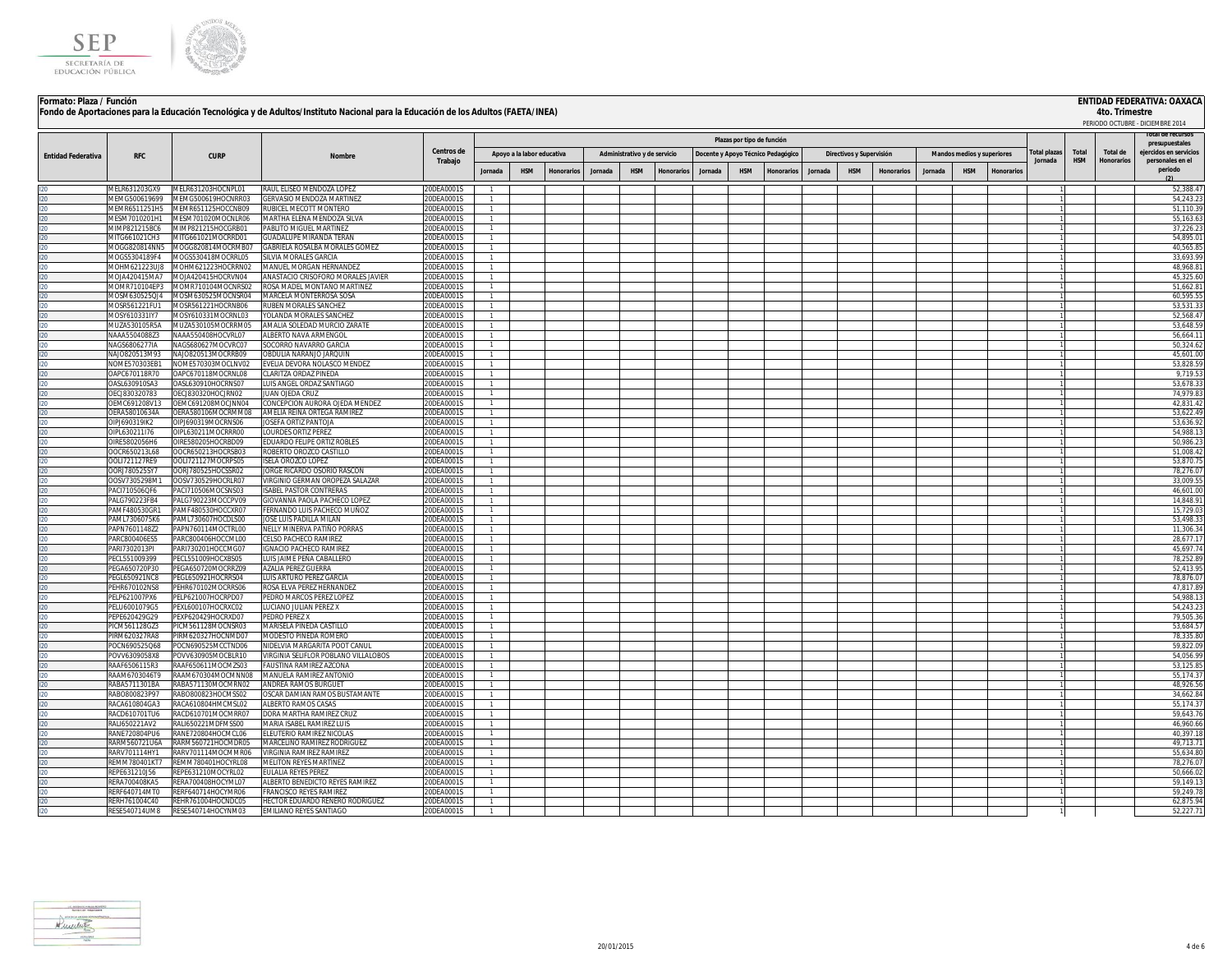**Formato: Plaza / Función**

**Fondo de Aportaciones para la Educación Tecnológica y de Adultos/Instituto Nacional para la Educación de los Adultos (FAETA/INEA)**

**ENTIDAD FEDERATIVA: OAXACA**

**4to. Trimestre**

PERIODO OCTUBRE - DICIEMBRE 2014

| Entidad Federativa | RFC | CURP | Nombre | Centros de Trabajo | Plazas por tipo de función | | | | | | | | | | | | | | | Total plazas Jornada | Total HSM | Total de Honorarios | Total de recursos presupuestales ejercidos en servicios personales en el periodo (2) |
|---|---|---|---|---|---|---|---|---|---|---|---|---|---|---|---|---|---|---|---|---|---|---|---|
| | | | | | Apoyo a la labor educativa | | | Administrativo y de servicio | | | Docente y Apoyo Técnico Pedagógico | | | Directivos y Supervisión | | | Mandos medios y superiores | | | | | | |
| | | | | | Jornada | HSM | Honorarios | Jornada | HSM | Honorarios | Jornada | HSM | Honorarios | Jornada | HSM | Honorarios | Jornada | HSM | Honorarios | | | | |
| I20 | MELR631203GX9 | MELR631203HOCNPL01 | RAUL ELISEO MENDOZA LOPEZ | 20DEA0001S | 1 | | | | | | | | | | | | | | | 1 | | | 52,388.47 |
| I20 | MEMG500619699 | MEMG500619HOCNRR03 | GERVASIO MENDOZA MARTINEZ | 20DEA0001S | 1 | | | | | | | | | | | | | | | 1 | | | 54,243.23 |
| I20 | MEMR6511251H5 | MEMR651125HOCCNB09 | RUBICEL MECOTT MONTERO | 20DEA0001S | 1 | | | | | | | | | | | | | | | 1 | | | 51,110.39 |
| I20 | MESM7010201H1 | MESM701020MOCNLR06 | MARTHA ELENA MENDOZA SILVA | 20DEA0001S | 1 | | | | | | | | | | | | | | | 1 | | | 55,163.63 |
| I20 | MIMP821215BC6 | MIMP821215HOCGRB01 | PABLITO MIGUEL MARTINEZ | 20DEA0001S | 1 | | | | | | | | | | | | | | | 1 | | | 37,226.23 |
| I20 | MITG661021CH3 | MITG661021MOCRRD01 | GUADALUPE MIRANDA TERAN | 20DEA0001S | 1 | | | | | | | | | | | | | | | 1 | | | 54,895.01 |
| I20 | MOGG820814NN5 | MOGG820814MOCRMB07 | GABRIELA ROSALBA MORALES GOMEZ | 20DEA0001S | 1 | | | | | | | | | | | | | | | 1 | | | 40,565.85 |
| I20 | MOGS5304189F4 | MOGS530418MOCRRL05 | SILVIA MORALES GARCIA | 20DEA0001S | 1 | | | | | | | | | | | | | | | 1 | | | 33,693.99 |
| I20 | MOHM621223UJ8 | MOHM621223HOCRRN02 | MANUEL MORGAN HERNANDEZ | 20DEA0001S | 1 | | | | | | | | | | | | | | | 1 | | | 48,968.81 |
| I20 | MOJA420415MA7 | MOJA420415HOCRVN04 | ANASTACIO CRISOFORO MORALES JAVIER | 20DEA0001S | 1 | | | | | | | | | | | | | | | 1 | | | 45,325.60 |
| I20 | MOMR710104EP3 | MOMR710104MOCNRS02 | ROSA MADEL MONTAÑO MARTINEZ | 20DEA0001S | 1 | | | | | | | | | | | | | | | 1 | | | 51,662.81 |
| I20 | MOSM630525QJ4 | MOSM630525MOCNSR04 | MARCELA MONTERROSA SOSA | 20DEA0001S | 1 | | | | | | | | | | | | | | | 1 | | | 60,595.55 |
| I20 | MOSR561221FU1 | MOSR561221HOCRNB06 | RUBEN MORALES SANCHEZ | 20DEA0001S | 1 | | | | | | | | | | | | | | | 1 | | | 53,531.33 |
| I20 | MOSY610331IY7 | MOSY610331MOCRNL03 | YOLANDA MORALES SANCHEZ | 20DEA0001S | 1 | | | | | | | | | | | | | | | 1 | | | 52,568.47 |
| I20 | MUZA530105R5A | MUZA530105MOCRRM05 | AMALIA SOLEDAD MURCIO ZARATE | 20DEA0001S | 1 | | | | | | | | | | | | | | | 1 | | | 53,648.59 |
| I20 | NAAA5504088Z3 | NAAA550408HOCVRL07 | ALBERTO NAVA ARMENGOL | 20DEA0001S | 1 | | | | | | | | | | | | | | | 1 | | | 56,664.11 |
| I20 | NAGS6806277IA | NAGS680627MOCVRC07 | SOCORRO NAVARRO GARCIA | 20DEA0001S | 1 | | | | | | | | | | | | | | | 1 | | | 50,324.62 |
| I20 | NAJO820513M93 | NAJO820513MOCRRB09 | OBDULIA NARANJO JARQUIN | 20DEA0001S | 1 | | | | | | | | | | | | | | | 1 | | | 45,601.00 |
| I20 | NOME570303EB1 | NOME570303MOCLNV02 | EVELIA DEVORA NOLASCO MENDEZ | 20DEA0001S | 1 | | | | | | | | | | | | | | | 1 | | | 53,828.59 |
| I20 | OAPC670118R70 | OAPC670118MOCRNL08 | CLARITZA ORDAZ PINEDA | 20DEA0001S | 1 | | | | | | | | | | | | | | | 1 | | | 9,719.53 |
| I20 | OASL630910SA3 | OASL630910HOCRNS07 | LUIS ANGEL ORDAZ SANTIAGO | 20DEA0001S | 1 | | | | | | | | | | | | | | | 1 | | | 53,678.33 |
| I20 | OECJ830320783 | OECJ830320HOCJRN02 | JUAN OJEDA CRUZ | 20DEA0001S | 1 | | | | | | | | | | | | | | | 1 | | | 74,979.83 |
| I20 | OEMC691208V13 | OEMC691208MOCJNN04 | CONCEPCION AURORA OJEDA MENDEZ | 20DEA0001S | 1 | | | | | | | | | | | | | | | 1 | | | 42,831.42 |
| I20 | OERA58010634A | OERA580106MOCRMM08 | AMELIA REINA ORTEGA RAMIREZ | 20DEA0001S | 1 | | | | | | | | | | | | | | | 1 | | | 53,622.49 |
| I20 | OIPJ690319IK2 | OIPJ690319MOCRNS06 | JOSEFA ORTIZ PANTOJA | 20DEA0001S | 1 | | | | | | | | | | | | | | | 1 | | | 53,636.92 |
| I20 | OIPL630211I76 | OIPL630211MOCRRR00 | LOURDES ORTIZ PEREZ | 20DEA0001S | 1 | | | | | | | | | | | | | | | 1 | | | 54,988.13 |
| I20 | OIRE5802056H6 | OIRE580205HOCRBD09 | EDUARDO FELIPE ORTIZ ROBLES | 20DEA0001S | 1 | | | | | | | | | | | | | | | 1 | | | 50,986.23 |
| I20 | OOCR650213L68 | OOCR650213HOCRSB03 | ROBERTO OROZCO CASTILLO | 20DEA0001S | 1 | | | | | | | | | | | | | | | 1 | | | 51,008.42 |
| I20 | OOLI721127RE9 | OOLI721127MOCRPS05 | ISELA OROZCO LOPEZ | 20DEA0001S | 1 | | | | | | | | | | | | | | | 1 | | | 53,870.75 |
| I20 | OORJ780525SY7 | OORJ780525HOCSSR02 | JORGE RICARDO OSORIO RASCON | 20DEA0001S | 1 | | | | | | | | | | | | | | | 1 | | | 78,276.07 |
| I20 | OOSV7305298M1 | OOSV730529HOCRLR07 | VIRGINIO GERMAN OROPEZA SALAZAR | 20DEA0001S | 1 | | | | | | | | | | | | | | | 1 | | | 33,009.55 |
| I20 | PACI710506QF6 | PACI710506MOCSNS03 | ISABEL PASTOR CONTRERAS | 20DEA0001S | 1 | | | | | | | | | | | | | | | 1 | | | 46,601.00 |
| I20 | PALG790223FB4 | PALG790223MOCCPV09 | GIOVANNA PAOLA PACHECO LOPEZ | 20DEA0001S | 1 | | | | | | | | | | | | | | | 1 | | | 14,848.91 |
| I20 | PAMF480530GR1 | PAMF480530HOCCXR07 | FERNANDO LUIS PACHECO MUÑOZ | 20DEA0001S | 1 | | | | | | | | | | | | | | | 1 | | | 15,729.03 |
| I20 | PAML7306075K6 | PAML730607HOCDLS00 | JOSE LUIS PADILLA MILAN | 20DEA0001S | 1 | | | | | | | | | | | | | | | 1 | | | 53,498.33 |
| I20 | PAPN7601148Z2 | PAPN760114MOCTRL00 | NELLY MINERVA PATIÑO PORRAS | 20DEA0001S | 1 | | | | | | | | | | | | | | | 1 | | | 11,306.34 |
| I20 | PARC800406ES5 | PARC800406HOCCML00 | CELSO PACHECO RAMIREZ | 20DEA0001S | 1 | | | | | | | | | | | | | | | 1 | | | 28,677.17 |
| I20 | PARI7302013PI | PARI730201HOCCMG07 | IGNACIO PACHECO RAMIREZ | 20DEA0001S | 1 | | | | | | | | | | | | | | | 1 | | | 45,697.74 |
| I20 | PECL551009399 | PECL551009HOCXBS05 | LUIS JAIME PEÑA CABALLERO | 20DEA0001S | 1 | | | | | | | | | | | | | | | 1 | | | 78,252.89 |
| I20 | PEGA650720P30 | PEGA650720MOCRRZ09 | AZALIA PEREZ GUERRA | 20DEA0001S | 1 | | | | | | | | | | | | | | | 1 | | | 52,413.95 |
| I20 | PEGL650921NC8 | PEGL650921HOCRRS04 | LUIS ARTURO PEREZ GARCIA | 20DEA0001S | 1 | | | | | | | | | | | | | | | 1 | | | 78,876.07 |
| I20 | PEHR670102NS8 | PEHR670102MOCRRS06 | ROSA ELVA PEREZ HERNANDEZ | 20DEA0001S | 1 | | | | | | | | | | | | | | | 1 | | | 47,817.89 |
| I20 | PELP621007PX6 | PELP621007HOCRPD07 | PEDRO MARCOS PEREZ LOPEZ | 20DEA0001S | 1 | | | | | | | | | | | | | | | 1 | | | 54,988.13 |
| I20 | PELU6001079G5 | PEXL600107HOCRXC02 | LUCIANO JULIAN PEREZ X | 20DEA0001S | 1 | | | | | | | | | | | | | | | 1 | | | 54,243.23 |
| I20 | PEPE620429G29 | PEXP620429HOCRXD07 | PEDRO PEREZ X | 20DEA0001S | 1 | | | | | | | | | | | | | | | 1 | | | 79,505.36 |
| I20 | PICM561128GZ3 | PICM561128MOCNSR03 | MARISELA PINEDA CASTILLO | 20DEA0001S | 1 | | | | | | | | | | | | | | | 1 | | | 53,684.57 |
| I20 | PIRM620327RA8 | PIRM620327HOCNMD07 | MODESTO PINEDA ROMERO | 20DEA0001S | 1 | | | | | | | | | | | | | | | 1 | | | 78,335.80 |
| I20 | POCN690525Q68 | POCN690525MCCTND06 | NIDELVIA MARGARITA POOT CANUL | 20DEA0001S | 1 | | | | | | | | | | | | | | | 1 | | | 59,822.09 |
| I20 | POVV6309058X8 | POVV630905MOCBLR10 | VIRGINIA SELIFLOR POBLANO VILLALOBOS | 20DEA0001S | 1 | | | | | | | | | | | | | | | 1 | | | 54,056.99 |
| I20 | RAAF6506115R3 | RAAF650611MOCMZS03 | FAUSTINA RAMIREZ AZCONA | 20DEA0001S | 1 | | | | | | | | | | | | | | | 1 | | | 53,125.85 |
| I20 | RAAM6703046T9 | RAAM670304MOCMNN08 | MANUELA RAMIREZ ANTONIO | 20DEA0001S | 1 | | | | | | | | | | | | | | | 1 | | | 55,174.37 |
| I20 | RABA5711301BA | RABA571130MOCMRN02 | ANDREA RAMOS BURGUET | 20DEA0001S | 1 | | | | | | | | | | | | | | | 1 | | | 48,926.56 |
| I20 | RABO800823P97 | RABO800823HOCMSS02 | OSCAR DAMIAN RAMOS BUSTAMANTE | 20DEA0001S | 1 | | | | | | | | | | | | | | | 1 | | | 34,662.84 |
| I20 | RACA610804GA3 | RACA610804HMCMSL02 | ALBERTO RAMOS CASAS | 20DEA0001S | 1 | | | | | | | | | | | | | | | 1 | | | 55,174.37 |
| I20 | RACD610701TU6 | RACD610701MOCMRR07 | DORA MARTHA RAMIREZ CRUZ | 20DEA0001S | 1 | | | | | | | | | | | | | | | 1 | | | 59,643.76 |
| I20 | RALI650221AV2 | RALI650221MDFMSS00 | MARIA ISABEL RAMIREZ LUIS | 20DEA0001S | 1 | | | | | | | | | | | | | | | 1 | | | 46,960.66 |
| I20 | RANE720804PU6 | RANE720804HOCMCL06 | ELEUTERIO RAMIREZ NICOLAS | 20DEA0001S | 1 | | | | | | | | | | | | | | | 1 | | | 40,397.18 |
| I20 | RARM560721U6A | RARM560721HOCMDR05 | MARCELINO RAMIREZ RODRIGUEZ | 20DEA0001S | 1 | | | | | | | | | | | | | | | 1 | | | 49,713.71 |
| I20 | RARV701114HY1 | RARV701114MOCMMR06 | VIRGINIA RAMIREZ RAMIREZ | 20DEA0001S | 1 | | | | | | | | | | | | | | | 1 | | | 55,634.80 |
| I20 | REMM780401KT7 | REMM780401HOCYRL08 | MELITON REYES MARTINEZ | 20DEA0001S | 1 | | | | | | | | | | | | | | | 1 | | | 78,276.07 |
| I20 | REPE631210JS6 | REPE631210MOCYRL02 | EULALIA REYES PEREZ | 20DEA0001S | 1 | | | | | | | | | | | | | | | 1 | | | 50,666.02 |
| I20 | RERA700408KA5 | RERA700408HOCYML07 | ALBERTO BENEDICTO REYES RAMIREZ | 20DEA0001S | 1 | | | | | | | | | | | | | | | 1 | | | 59,149.13 |
| I20 | RERF640714MT0 | RERF640714HOCYMR06 | FRANCISCO REYES RAMIREZ | 20DEA0001S | 1 | | | | | | | | | | | | | | | 1 | | | 59,249.78 |
| I20 | RERH761004C40 | REHR761004HOCNDC05 | HECTOR EDUARDO RENERO RODRIGUEZ | 20DEA0001S | 1 | | | | | | | | | | | | | | | 1 | | | 62,875.94 |
| I20 | RESE540714UM8 | RESE540714HOCYNM03 | EMILIANO REYES SANTIAGO | 20DEA0001S | 1 | | | | | | | | | | | | | | | 1 | | | 52,227.71 |

20/01/2015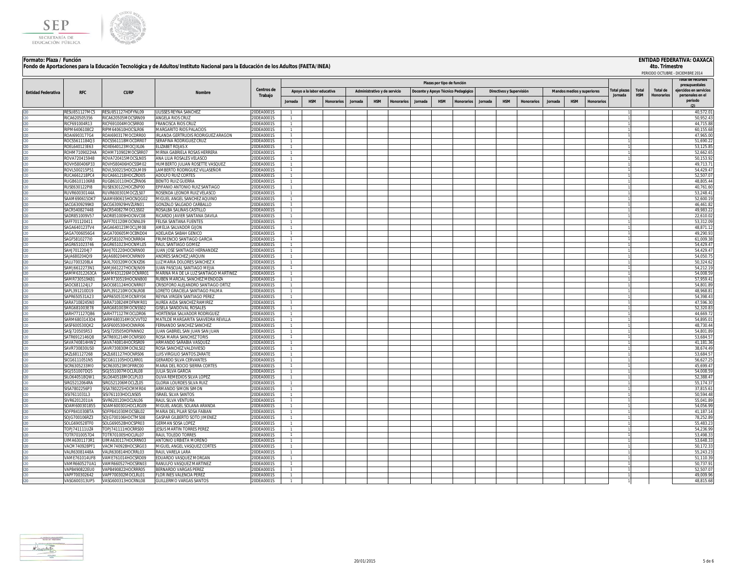**Formato: Plaza / Función**

**Fondo de Aportaciones para la Educación Tecnológica y de Adultos/Instituto Nacional para la Educación de los Adultos (FAETA/INEA)**

**ENTIDAD FEDERATIVA: OAXACA**

**4to. Trimestre**

PERIODO OCTUBRE - DICIEMBRE 2014

| Entidad Federativa | RFC | CURP | Nombre | Centros de Trabajo | Plazas por tipo de función | | | | | | | | | | | | | | | Total plazas Jornada | Total HSM | Total de Honorarios | Total de recursos presupuestales ejercidos en servicios personales en el periodo (2) |
|---|---|---|---|---|---|---|---|---|---|---|---|---|---|---|---|---|---|---|---|---|---|---|---|
| | | | | | Apoyo a la labor educativa | | | Administrativo y de servicio | | | Docente y Apoyo Técnico Pedagógico | | | Directivos y Supervisión | | | Mandos medios y superiores | | | | | | |
| | | | | | Jornada | HSM | Honorarios | Jornada | HSM | Honorarios | Jornada | HSM | Honorarios | Jornada | HSM | Honorarios | Jornada | HSM | Honorarios | | | | |
| I20 | RESU851127MC5 | RESU851127HDFYNL09 | ULISSES REYNA SANCHEZ | 20DEA0001S | 1 | | | | | | | | | | | | | | | 1 | | | 40,572.01 |
| I20 | RICA620505356 | RICA620505MOCSRN09 | ANGELA RIOS CRUZ | 20DEA0001S | 1 | | | | | | | | | | | | | | | 1 | | | 50,952.43 |
| I20 | RICF691004R13 | RICF691004MOCSRR00 | FRANCISCA RIOS CRUZ | 20DEA0001S | 1 | | | | | | | | | | | | | | | 1 | | | 44,715.88 |
| I20 | RIPM6406108C2 | RIPM640610HOCSLR06 | MARGARITO RIOS PALACIOS | 20DEA0001S | 1 | | | | | | | | | | | | | | | 1 | | | 60,155.68 |
| I20 | ROAI6903177G4 | ROAI690317MOCDRR00 | IRLANDA GERTRUDIS RODRIGUEZ ARAGON | 20DEA0001S | 1 | | | | | | | | | | | | | | | 1 | | | 47,965.00 |
| I20 | ROCS561118403 | ROCS561118MOCDRR07 | SERAFINA RODRIGUEZ CRUZ | 20DEA0001S | 1 | | | | | | | | | | | | | | | 1 | | | 51,690.22 |
| I20 | ROEL640123E63 | ROXE640123MOCJXL06 | ELIZABET ROJAS X | 20DEA0001S | 1 | | | | | | | | | | | | | | | 1 | | | 53,125.85 |
| I20 | ROHM7109022HA | ROHM710902MOCSRR07 | MIRNA GABRIELA ROSAS HERRERA | 20DEA0001S | 1 | | | | | | | | | | | | | | | 1 | | | 52,662.65 |
| I20 | ROVA720415948 | ROVA720415MOCSLN05 | ANA LILIA ROSALES VELASCO | 20DEA0001S | 1 | | | | | | | | | | | | | | | 1 | | | 50,153.92 |
| I20 | ROVH580406P33 | ROVH580406HOCSSM02 | HUMBERTO JULIAN ROSETTE VASQUEZ | 20DEA0001S | 1 | | | | | | | | | | | | | | | 1 | | | 49,713.71 |
| I20 | ROVL500215P51 | ROVL500215HOCDLM09 | LAMBERTO RODRIGUEZ VILLASEÑOR | 20DEA0001S | 1 | | | | | | | | | | | | | | | 1 | | | 54,429.47 |
| I20 | RUCA661218PC4 | RUCA661218HOCZRD05 | ADOLFO RUIZ CORTES | 20DEA0001S | 1 | | | | | | | | | | | | | | | 1 | | | 52,507.07 |
| I20 | RUGB6101106R8 | RUGB610110HOCZRN06 | BENITO RUIZ GUERRA | 20DEA0001S | 1 | | | | | | | | | | | | | | | 1 | | | 48,805.44 |
| I20 | RUSE630122PI8 | RUSE630122HOCZNP00 | EPIFANIO ANTONIO RUIZ SANTIAGO | 20DEA0001S | 1 | | | | | | | | | | | | | | | 1 | | | 40,761.60 |
| I20 | RUVR60030144A | RUVR600301MOCZLS07 | ROSENDA LEONOR RUIZ VELASCO | 20DEA0001S | 1 | | | | | | | | | | | | | | | 1 | | | 53,248.41 |
| I20 | SAAM690615DK7 | SAAM690615HOCNQG02 | MIGUEL ANGEL SANCHEZ AQUINO | 20DEA0001S | 1 | | | | | | | | | | | | | | | 1 | | | 52,600.19 |
| I20 | SACG6309299K0 | SACG630929HVZLRN01 | GONZALO SALGADO CARBALLO | 20DEA0001S | 1 | | | | | | | | | | | | | | | 1 | | | 46,461.82 |
| I20 | SACR540827448 | SACR540827MOCLSS02 | ROSALBA SALINAS CASTILLO | 20DEA0001S | 1 | | | | | | | | | | | | | | | 1 | | | 49,983.22 |
| I20 | SADR851009V57 | SADR851009HOCNVC08 | RICARDO JAVIER SANTANA DAVILA | 20DEA0001S | 1 | | | | | | | | | | | | | | | 1 | | | 22,610.02 |
| I20 | SAFF701120411 | SAFF701120MOCNNL09 | FELISA SANTANA FUENTES | 20DEA0001S | 1 | | | | | | | | | | | | | | | 1 | | | 53,312.09 |
| I20 | SAGA640123TV4 | SAGA640123MOCLJM08 | AMELIA SALVADOR GIJON | 20DEA0001S | 1 | | | | | | | | | | | | | | | 1 | | | 48,871.12 |
| I20 | SAGA7006056G4 | SAGA700605MOCBND04 | ADELAIDA SABAH GENICO | 20DEA0001S | 1 | | | | | | | | | | | | | | | 1 | | | 49,290.93 |
| I20 | SAGF581027710 | SAGF581027HOCNRR04 | FRUMENCIO SANTIAGO GARCIA | 20DEA0001S | 1 | | | | | | | | | | | | | | | 1 | | | 61,009.38 |
| I20 | SAGR651023746 | SAGR651023HOCNML05 | RAUL SANTIAGO GOMEZ | 20DEA0001S | 1 | | | | | | | | | | | | | | | 1 | | | 54,429.47 |
| I20 | SAHJ7012204J7 | SAHJ701220HOCNRN00 | JUAN JOSE SANTIAGO HERNANDEZ | 20DEA0001S | 1 | | | | | | | | | | | | | | | 1 | | | 54,429.47 |
| I20 | SAJA680204QI9 | SAJA680204HOCNRN09 | ANDRES SANCHEZ JARQUIN | 20DEA0001S | 1 | | | | | | | | | | | | | | | 1 | | | 54,050.75 |
| I20 | SALU7003208L4 | SAXL700320MOCNXZ06 | LUZ MARIA DOLORES SANCHEZ X | 20DEA0001S | 1 | | | | | | | | | | | | | | | 1 | | | 50,324.62 |
| I20 | SAMJ6612273N1 | SAMJ661227HOCNJN09 | JUAN PASCUAL SANTIAGO MEJIA | 20DEA0001S | 1 | | | | | | | | | | | | | | | 1 | | | 54,212.19 |
| I20 | SAMM6312263CA | SAMM631226MOCNRR01 | MARINA MA DE LA LUZ SANTIAGO MARTINEZ | 20DEA0001S | 1 | | | | | | | | | | | | | | | 1 | | | 54,008.59 |
| I20 | SAMR730519K81 | SAMR730519HOCNNB00 | RUBEN MARCIAL SANCHEZ MENDOZA | 20DEA0001S | 1 | | | | | | | | | | | | | | | 1 | | | 57,959.41 |
| I20 | SAOC681124JL7 | SAOC681124HOCNRR07 | CRISOFORO ALEJANDRO SANTIAGO ORTIZ | 20DEA0001S | 1 | | | | | | | | | | | | | | | 1 | | | 54,801.89 |
| I20 | SAPL391210D19 | SAPL391210MOCNLR08 | LORETO GRACIELA SANTIAGO PALMA | 20DEA0001S | 1 | | | | | | | | | | | | | | | 1 | | | 48,968.81 |
| I20 | SAPR650531A23 | SAPR650531MOCNRY04 | REYNA VIRGEN SANTIAGO PEREZ | 20DEA0001S | 1 | | | | | | | | | | | | | | | 1 | | | 54,398.43 |
| I20 | SARA7108245N0 | SARA710824MDFNMR01 | AUREA AIDA SANCHEZ RAMIREZ | 20DEA0001S | 1 | | | | | | | | | | | | | | | 1 | | | 47,596.30 |
| I20 | SARG681003E78 | SARG681003MOCNSS02 | GISELA SANDOVAL ROSALES | 20DEA0001S | 1 | | | | | | | | | | | | | | | 1 | | | 52,320.83 |
| I20 | SARH771127QB6 | SARH771127MOCLDR06 | HORTENSIA SALVADOR RODRIGUEZ | 20DEA0001S | 1 | | | | | | | | | | | | | | | 1 | | | 44,669.72 |
| I20 | SARM6803143D4 | SARM680314MOCVVT02 | MATILDE MARGARITA SAAVEDRA REVILLA | 20DEA0001S | 1 | | | | | | | | | | | | | | | 1 | | | 54,895.01 |
| I20 | SASF600530QK2 | SASF600530HOCNNR06 | FERNANDO SANCHEZ SANCHEZ | 20DEA0001S | 1 | | | | | | | | | | | | | | | 1 | | | 48,730.44 |
| I20 | SASJ720505R53 | SASJ720505HDFNNN02 | JUAN GABRIEL SAN JUAN SAN JUAN | 20DEA0001S | 1 | | | | | | | | | | | | | | | 1 | | | 54,801.89 |
| I20 | SATR6912146Q8 | SATR691214MOCNRS00 | ROSA MARIA SANCHEZ TORIS | 20DEA0001S | 1 | | | | | | | | | | | | | | | 1 | | | 53,684.57 |
| I20 | SAVA740814HW2 | SAVA740814HOCRSR09 | ARMANDO SARABIA VASQUEZ | 20DEA0001S | 1 | | | | | | | | | | | | | | | 1 | | | 41,181.36 |
| I20 | SAVR730830US0 | SAVR730830MOCNLS02 | ROSA SANCHEZ VALDIVIESO | 20DEA0001S | 1 | | | | | | | | | | | | | | | 1 | | | 38,674.49 |
| I20 | SAZL681127268 | SAZL681127HOCNRS06 | LUIS VIRGILIO SANTOS ZARATE | 20DEA0001S | 1 | | | | | | | | | | | | | | | 1 | | | 53,684.57 |
| I20 | SICG6111051N5 | SICG611105HOCLRR01 | GERARDO SILVA CERVANTES | 20DEA0001S | 1 | | | | | | | | | | | | | | | 1 | | | 56,627.25 |
| I20 | SICR6305233M0 | SICR630523MDFRRC00 | MARIA DEL ROCIO SIERRA CORTES | 20DEA0001S | 1 | | | | | | | | | | | | | | | 1 | | | 45,699.47 |
| I20 | SIGJ551007DQ5 | SIGJ551007MOCLRL08 | JULIA SILVA GARCIA | 20DEA0001S | 1 | | | | | | | | | | | | | | | 1 | | | 54,008.59 |
| I20 | SILO640518QW1 | SILO640518MOCLPL03 | OLIVA REMEDIOS SILVA LOPEZ | 20DEA0001S | 1 | | | | | | | | | | | | | | | 1 | | | 52,388.47 |
| I20 | SIRG5212064RA | SIRG521206MOCLZL05 | GLORIA LOURDES SILVA RUIZ | 20DEA0001S | 1 | | | | | | | | | | | | | | | 1 | | | 55,174.37 |
| I20 | SISA7802256P3 | SISA780225HOCMMR04 | ARMANDO SIMON SIMON | 20DEA0001S | 1 | | | | | | | | | | | | | | | 1 | | | 37,815.61 |
| I20 | SISI7611031L3 | SISI761103HOCLNS05 | ISRAEL SILVA SANTOS | 20DEA0001S | 1 | | | | | | | | | | | | | | | 1 | | | 50,594.48 |
| I20 | SIVR6201201UA | SIVR620120HOCLNL06 | RAUL SILVA VENTURA | 20DEA0001S | 1 | | | | | | | | | | | | | | | 1 | | | 55,041.89 |
| I20 | SOAM600301855 | SOAM600301HOCLRG09 | MIGUEL ANGEL SOLANA ARANDA | 20DEA0001S | 1 | | | | | | | | | | | | | | | 1 | | | 54,056.99 |
| I20 | SOFP841030BTA | SOFP841030MOCSBL02 | MARIA DEL PILAR SOSA FABIAN | 20DEA0001S | 1 | | | | | | | | | | | | | | | 1 | | | 41,187.14 |
| I20 | SOJG700106RZ3 | SOJG700106HOCTMS08 | GASPAR GILBERTO SOTO JIMENEZ | 20DEA0001S | 1 | | | | | | | | | | | | | | | 1 | | | 78,252.89 |
| I20 | SOLG690528TF0 | SOLG690528HOCSPR03 | GERMAN SOSA LOPEZ | 20DEA0001S | 1 | | | | | | | | | | | | | | | 1 | | | 55,483.23 |
| I20 | TOPJ741111UZ4 | TOPJ741111HOCRRS00 | JESUS MARTIN TORRES PEREZ | 20DEA0001S | 1 | | | | | | | | | | | | | | | 1 | | | 54,236.99 |
| I20 | TOTR7010057D4 | TOTR701005HOCLRL07 | RAUL TOLEDO TORRES | 20DEA0001S | 1 | | | | | | | | | | | | | | | 1 | | | 53,498.33 |
| I20 | UIMA6301173R1 | UIMA630117HOCRRN03 | ANTONIO URBIETA MORENO | 20DEA0001S | 1 | | | | | | | | | | | | | | | 1 | | | 53,648.33 |
| I20 | VACM740928PF1 | VACM740928HOCSRG03 | MIGUEL ANGEL VASQUEZ CORTES | 20DEA0001S | 1 | | | | | | | | | | | | | | | 1 | | | 50,172.33 |
| I20 | VALR63081448A | VALR630814HOCRRL03 | RAUL VARELA LARA | 20DEA0001S | 1 | | | | | | | | | | | | | | | 1 | | | 55,243.23 |
| I20 | VAME761014UF8 | VAME761014HOCSRD09 | EDUARDO VASQUEZ MORGAN | 20DEA0001S | 1 | | | | | | | | | | | | | | | 1 | | | 51,110.39 |
| I20 | VAMR660527UA1 | VAMR660527HOCSRN03 | RANULFO VASQUEZ MARTINEZ | 20DEA0001S | 1 | | | | | | | | | | | | | | | 1 | | | 50,737.91 |
| I20 | VAPB490822EU0 | VAPB490822HOCRRR05 | BERNARDO VARGAS PEREZ | 20DEA0001S | 1 | | | | | | | | | | | | | | | 1 | | | 52,507.07 |
| I20 | VAPF700302642 | VAPF700302MOCLRL01 | FLOR INES VALENCIA PEREZ | 20DEA0001S | 1 | | | | | | | | | | | | | | | 1 | | | 49,009.96 |
| I20 | VASG600313UP5 | VASG600313HOCRNL08 | GUILLERMO VARGAS SANTOS | 20DEA0001S | 1 | | | | | | | | | | | | | | | 1 | | | 48,815.68 |

20/01/2015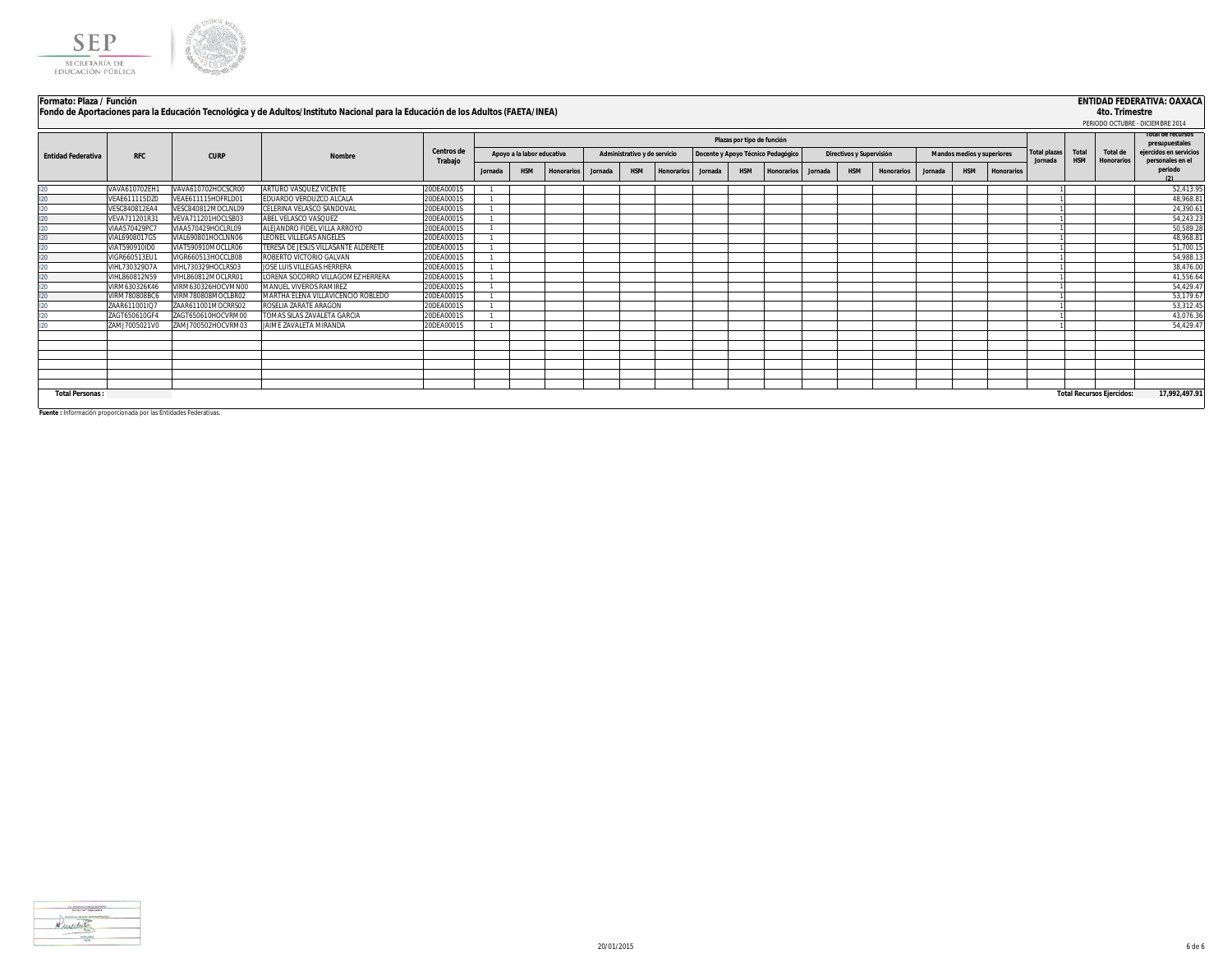**Formato: Plaza / Función**

**Fondo de Aportaciones para la Educación Tecnológica y de Adultos/Instituto Nacional para la Educación de los Adultos (FAETA/INEA)**

**ENTIDAD FEDERATIVA: OAXACA**

**4to. Trimestre**

PERIODO OCTUBRE - DICIEMBRE 2014

| Entidad Federativa | RFC | CURP | Nombre | Centros de Trabajo | Plazas por tipo de función | | | | | | | | | | | | | | | Total plazas Jornada | Total HSM | Total de Honorarios | Total de recursos presupuestales ejercidos en servicios personales en el periodo (2) |
|---|---|---|---|---|---|---|---|---|---|---|---|---|---|---|---|---|---|---|---|---|---|---|---|
| | | | | | Apoyo a la labor educativa | | | Administrativo y de servicio | | | Docente y Apoyo Técnico Pedagógico | | | Directivos y Supervisión | | | Mandos medios y superiores | | | | | | |
| | | | | | Jornada | HSM | Honorarios | Jornada | HSM | Honorarios | Jornada | HSM | Honorarios | Jornada | HSM | Honorarios | Jornada | HSM | Honorarios | | | | |
| I20 | VAVA610702EH1 | VAVA610702HOCSCR00 | ARTURO VASQUEZ VICENTE | 20DEA0001S | 1 | | | | | | | | | | | | | | | 1 | | | 52,413.95 |
| I20 | VEAE611115DZ0 | VEAE611115HDFRLD01 | EDUARDO VERDUZCO ALCALA | 20DEA0001S | 1 | | | | | | | | | | | | | | | 1 | | | 48,968.81 |
| I20 | VESC840812EA4 | VESC840812MOCLNL09 | CELERINA VELASCO SANDOVAL | 20DEA0001S | 1 | | | | | | | | | | | | | | | 1 | | | 24,390.61 |
| I20 | VEVA711201R31 | VEVA711201HOCLSB03 | ABEL VELASCO VASQUEZ | 20DEA0001S | 1 | | | | | | | | | | | | | | | 1 | | | 54,243.23 |
| I20 | VIAA570429PC7 | VIAA570429HOCLRL09 | ALEJANDRO FIDEL VILLA ARROYO | 20DEA0001S | 1 | | | | | | | | | | | | | | | 1 | | | 50,589.28 |
| I20 | VIAL6908017G5 | VIAL690801HOCLNN06 | LEONEL VILLEGAS ANGELES | 20DEA0001S | 1 | | | | | | | | | | | | | | | 1 | | | 48,968.81 |
| I20 | VIAT590910ID0 | VIAT590910MOCLLR06 | TERESA DE JESUS VILLASANTE ALDERETE | 20DEA0001S | 1 | | | | | | | | | | | | | | | 1 | | | 51,700.15 |
| I20 | VIGR660513EU1 | VIGR660513HOCCLB08 | ROBERTO VICTORIO GALVAN | 20DEA0001S | 1 | | | | | | | | | | | | | | | 1 | | | 54,988.13 |
| I20 | VIHL730329D7A | VIHL730329HOCLRS03 | JOSE LUIS VILLEGAS HERRERA | 20DEA0001S | 1 | | | | | | | | | | | | | | | 1 | | | 38,476.00 |
| I20 | VIHL860812N59 | VIHL860812MOCLRR01 | LORENA SOCORRO VILLAGOMEZ HERRERA | 20DEA0001S | 1 | | | | | | | | | | | | | | | 1 | | | 41,556.64 |
| I20 | VIRM630326K46 | VIRM630326HOCVMN00 | MANUEL VIVEROS RAMIREZ | 20DEA0001S | 1 | | | | | | | | | | | | | | | 1 | | | 54,429.47 |
| I20 | VIRM780808BC6 | VIRM780808MOCLBR02 | MARTHA ELENA VILLAVICENCIO ROBLEDO | 20DEA0001S | 1 | | | | | | | | | | | | | | | 1 | | | 53,179.67 |
| I20 | ZAAR611001IQ7 | ZAAR611001MOCRRS02 | ROSELIA ZARATE ARAGON | 20DEA0001S | 1 | | | | | | | | | | | | | | | 1 | | | 53,312.45 |
| I20 | ZAGT650610GF4 | ZAGT650610HOCVRM00 | TOMAS SILAS ZAVALETA GARCIA | 20DEA0001S | 1 | | | | | | | | | | | | | | | 1 | | | 43,076.36 |
| I20 | ZAMJ7005021V0 | ZAMJ700502HOCVRM03 | JAIME ZAVALETA MIRANDA | 20DEA0001S | 1 | | | | | | | | | | | | | | | 1 | | | 54,429.47 |
| **Total Personas :** | | | | | | | | | | | | | | | | | | | | **Total Recursos Ejercidos:** | | | **17,992,497.91** |

**Fuente :** Información proporcionada por las Entidades Federativas.

20/01/2015